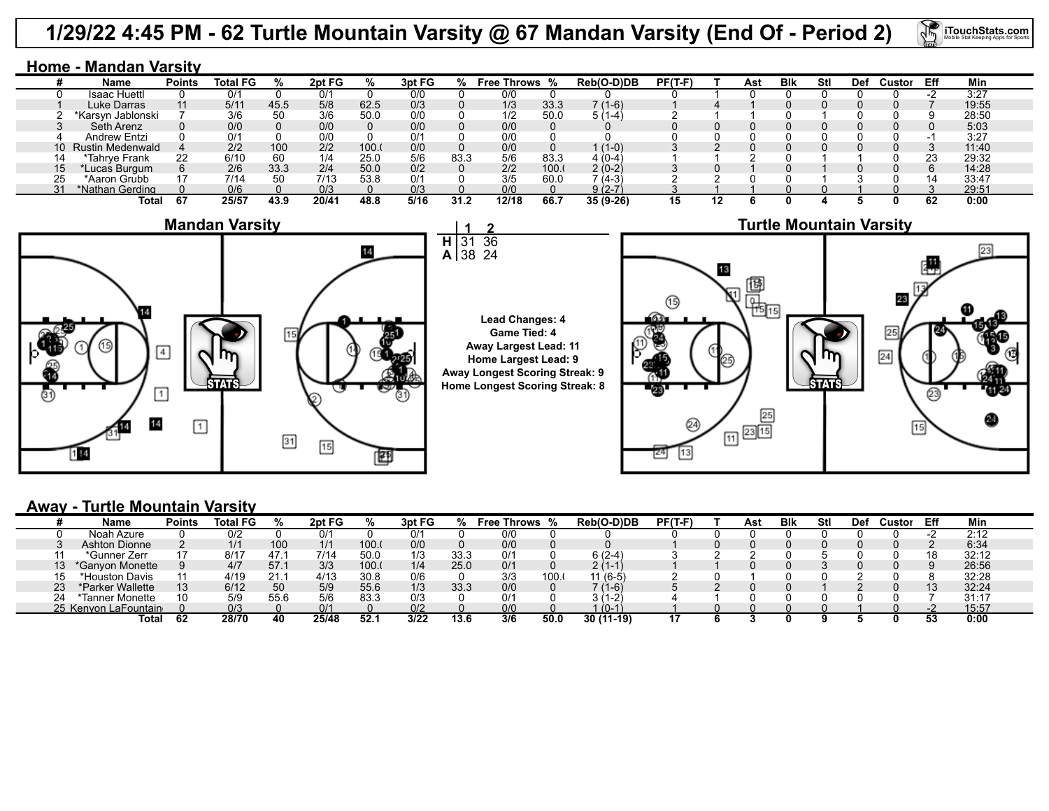# 1/29/22 4:45 PM - 62 Turtle Mountain Varsity @ 67 Mandan Varsity (End Of - Period 2)

## Home - Mandan Varsity

| # | Name | Points | Total FG | % | 2pt FG | % | 3pt FG | % | Free Throws | % | Reb(O-D)DB | PF(T-F) | T | Ast | Blk | Stl | Def | Custor | Eff | Min |
|---|---|---|---|---|---|---|---|---|---|---|---|---|---|---|---|---|---|---|---|---|
| 0 | Isaac Huettl | 0 | 0/1 | 0 | 0/1 | 0 | 0/0 | 0 | 0/0 | 0 | 0 | 0 | 1 | 0 | 0 | 0 | 0 | 0 | -2 | 3:27 |
| 1 | Luke Darras | 11 | 5/11 | 45.5 | 5/8 | 62.5 | 0/3 | 0 | 1/3 | 33.3 | 7 (1-6) | 1 | 4 | 1 | 0 | 0 | 0 | 0 | 7 | 19:55 |
| 2 | *Karsyn Jablonski | 7 | 3/6 | 50 | 3/6 | 50.0 | 0/0 | 0 | 1/2 | 50.0 | 5 (1-4) | 2 | 1 | 1 | 0 | 1 | 0 | 0 | 9 | 28:50 |
| 3 | Seth Arenz | 0 | 0/0 | 0 | 0/0 | 0 | 0/0 | 0 | 0/0 | 0 | 0 | 0 | 0 | 0 | 0 | 0 | 0 | 0 | 0 | 5:03 |
| 4 | Andrew Entzi | 0 | 0/1 | 0 | 0/0 | 0 | 0/1 | 0 | 0/0 | 0 | 0 | 0 | 0 | 0 | 0 | 0 | 0 | 0 | -1 | 3:27 |
| 10 | Rustin Medenwald | 4 | 2/2 | 100 | 2/2 | 100.( | 0/0 | 0 | 0/0 | 0 | 1 (1-0) | 3 | 2 | 0 | 0 | 0 | 0 | 0 | 3 | 11:40 |
| 14 | *Tahrye Frank | 22 | 6/10 | 60 | 1/4 | 25.0 | 5/6 | 83.3 | 5/6 | 83.3 | 4 (0-4) | 1 | 1 | 2 | 0 | 1 | 1 | 0 | 23 | 29:32 |
| 15 | *Lucas Burgum | 6 | 2/6 | 33.3 | 2/4 | 50.0 | 0/2 | 0 | 2/2 | 100.( | 2 (0-2) | 3 | 0 | 1 | 0 | 1 | 0 | 0 | 6 | 14:28 |
| 25 | *Aaron Grubb | 17 | 7/14 | 50 | 7/13 | 53.8 | 0/1 | 0 | 3/5 | 60.0 | 7 (4-3) | 2 | 2 | 0 | 0 | 1 | 3 | 0 | 14 | 33:47 |
| 31 | *Nathan Gerding | 0 | 0/6 | 0 | 0/3 | 0 | 0/3 | 0 | 0/0 | 0 | 9 (2-7) | 3 | 1 | 1 | 0 | 0 | 1 | 0 | 3 | 29:51 |
| | Total | 67 | 25/57 | 43.9 | 20/41 | 48.8 | 5/16 | 31.2 | 12/18 | 66.7 | 35 (9-26) | 15 | 12 | 6 | 0 | 4 | 5 | 0 | 62 | 0:00 |

**Mandan Varsity** | **Turtle Mountain Varsity**

| | 1 | 2 |
|---|---|---|
| H | 31 | 36 |
| A | 38 | 24 |

Lead Changes: 4
Game Tied: 4
Away Largest Lead: 11
Home Largest Lead: 9
Away Longest Scoring Streak: 9
Home Longest Scoring Streak: 8

## Away - Turtle Mountain Varsity

| # | Name | Points | Total FG | % | 2pt FG | % | 3pt FG | % | Free Throws | % | Reb(O-D)DB | PF(T-F) | T | Ast | Blk | Stl | Def | Custor | Eff | Min |
|---|---|---|---|---|---|---|---|---|---|---|---|---|---|---|---|---|---|---|---|---|
| 0 | Noah Azure | 0 | 0/2 | 0 | 0/1 | 0 | 0/1 | 0 | 0/0 | 0 | 0 | 0 | 0 | 0 | 0 | 0 | 0 | 0 | -2 | 2:12 |
| 3 | Ashton Dionne | 2 | 1/1 | 100 | 1/1 | 100.( | 0/0 | 0 | 0/0 | 0 | 0 | 1 | 0 | 0 | 0 | 0 | 0 | 0 | 2 | 6:34 |
| 11 | *Gunner Zerr | 17 | 8/17 | 47.1 | 7/14 | 50.0 | 1/3 | 33.3 | 0/1 | 0 | 6 (2-4) | 3 | 2 | 2 | 0 | 5 | 0 | 0 | 18 | 32:12 |
| 13 | *Ganyon Monette | 9 | 4/7 | 57.1 | 3/3 | 100.( | 1/4 | 25.0 | 0/1 | 0 | 2 (1-1) | 1 | 1 | 0 | 0 | 3 | 0 | 0 | 9 | 26:56 |
| 15 | *Houston Davis | 11 | 4/19 | 21.1 | 4/13 | 30.8 | 0/6 | 0 | 3/3 | 100.( | 11 (6-5) | 2 | 0 | 1 | 0 | 0 | 2 | 0 | 8 | 32:28 |
| 23 | *Parker Wallette | 13 | 6/12 | 50 | 5/9 | 55.6 | 1/3 | 33.3 | 0/0 | 0 | 7 (1-6) | 5 | 2 | 0 | 0 | 1 | 2 | 0 | 13 | 32:24 |
| 24 | *Tanner Monette | 10 | 5/9 | 55.6 | 5/6 | 83.3 | 0/3 | 0 | 0/1 | 0 | 3 (1-2) | 4 | 1 | 0 | 0 | 0 | 0 | 0 | 7 | 31:17 |
| 25 | Kenyon LaFountain | 0 | 0/3 | 0 | 0/1 | 0 | 0/2 | 0 | 0/0 | 0 | 1 (0-1) | 1 | 0 | 0 | 0 | 0 | 1 | 0 | -2 | 15:57 |
| | Total | 62 | 28/70 | 40 | 25/48 | 52.1 | 3/22 | 13.6 | 3/6 | 50.0 | 30 (11-19) | 17 | 6 | 3 | 0 | 9 | 5 | 0 | 53 | 0:00 |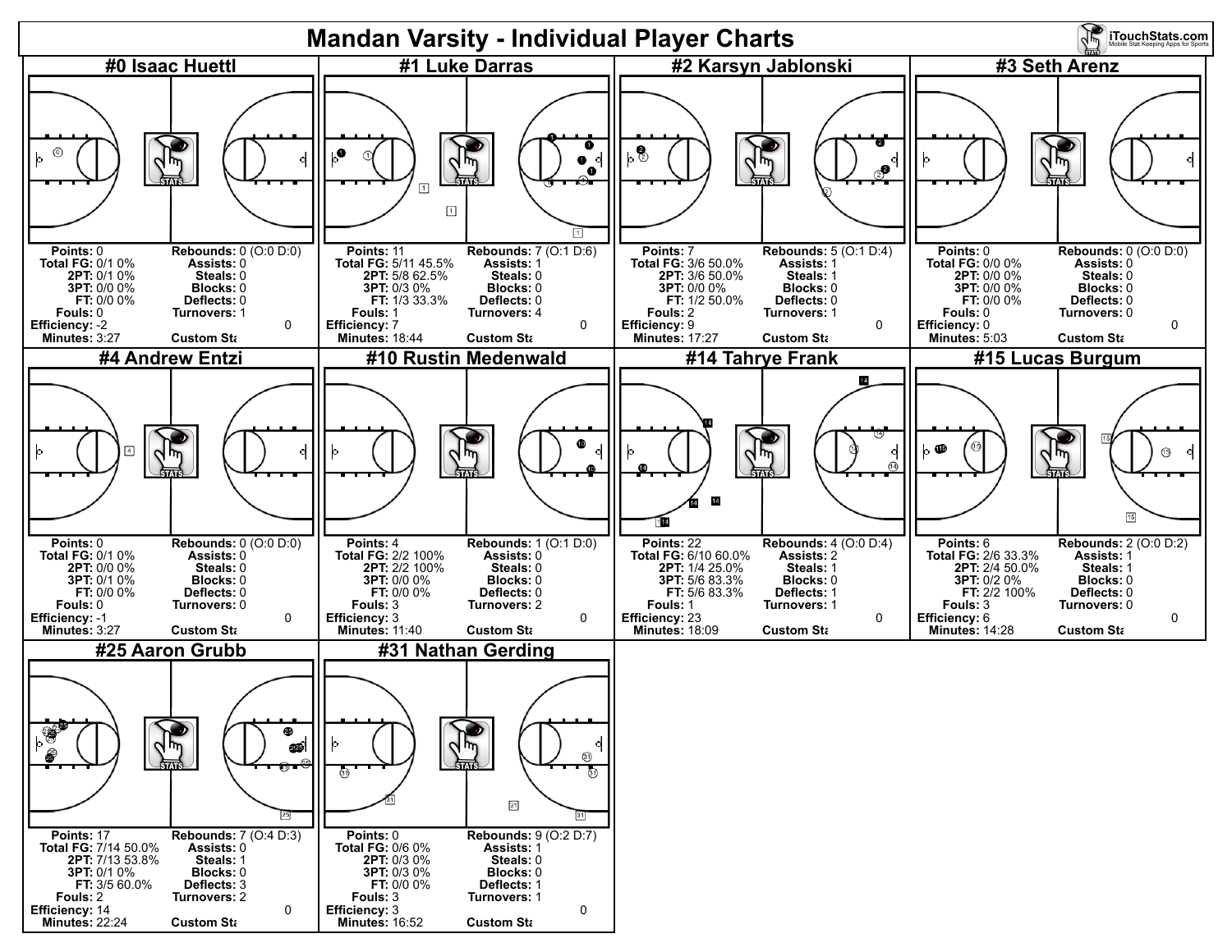# Mandan Varsity - Individual Player Charts

iTouchStats.com
Mobile Stat Keeping Apps for Sports

## #0 Isaac Huettl

| | | | |
|---|---|---|---|
| **Points:** | 0 | **Rebounds:** | 0 (O:0 D:0) |
| **Total FG:** | 0/1 0% | **Assists:** | 0 |
| **2PT:** | 0/1 0% | **Steals:** | 0 |
| **3PT:** | 0/0 0% | **Blocks:** | 0 |
| **FT:** | 0/0 0% | **Deflects:** | 0 |
| **Fouls:** | 0 | **Turnovers:** | 1 |
| **Efficiency:** | -2 | | 0 |
| **Minutes:** | 3:27 | **Custom Sta** | |

## #1 Luke Darras

| | | | |
|---|---|---|---|
| **Points:** | 11 | **Rebounds:** | 7 (O:1 D:6) |
| **Total FG:** | 5/11 45.5% | **Assists:** | 1 |
| **2PT:** | 5/8 62.5% | **Steals:** | 0 |
| **3PT:** | 0/3 0% | **Blocks:** | 0 |
| **FT:** | 1/3 33.3% | **Deflects:** | 0 |
| **Fouls:** | 1 | **Turnovers:** | 4 |
| **Efficiency:** | 7 | | 0 |
| **Minutes:** | 18:44 | **Custom Sta** | |

## #2 Karsyn Jablonski

| | | | |
|---|---|---|---|
| **Points:** | 7 | **Rebounds:** | 5 (O:1 D:4) |
| **Total FG:** | 3/6 50.0% | **Assists:** | 1 |
| **2PT:** | 3/6 50.0% | **Steals:** | 1 |
| **3PT:** | 0/0 0% | **Blocks:** | 0 |
| **FT:** | 1/2 50.0% | **Deflects:** | 0 |
| **Fouls:** | 2 | **Turnovers:** | 1 |
| **Efficiency:** | 9 | | 0 |
| **Minutes:** | 17:27 | **Custom Sta** | |

## #3 Seth Arenz

| | | | |
|---|---|---|---|
| **Points:** | 0 | **Rebounds:** | 0 (O:0 D:0) |
| **Total FG:** | 0/0 0% | **Assists:** | 0 |
| **2PT:** | 0/0 0% | **Steals:** | 0 |
| **3PT:** | 0/0 0% | **Blocks:** | 0 |
| **FT:** | 0/0 0% | **Deflects:** | 0 |
| **Fouls:** | 0 | **Turnovers:** | 0 |
| **Efficiency:** | 0 | | 0 |
| **Minutes:** | 5:03 | **Custom Sta** | |

## #4 Andrew Entzi

| | | | |
|---|---|---|---|
| **Points:** | 0 | **Rebounds:** | 0 (O:0 D:0) |
| **Total FG:** | 0/1 0% | **Assists:** | 0 |
| **2PT:** | 0/0 0% | **Steals:** | 0 |
| **3PT:** | 0/1 0% | **Blocks:** | 0 |
| **FT:** | 0/0 0% | **Deflects:** | 0 |
| **Fouls:** | 0 | **Turnovers:** | 0 |
| **Efficiency:** | -1 | | 0 |
| **Minutes:** | 3:27 | **Custom Sta** | |

## #10 Rustin Medenwald

| | | | |
|---|---|---|---|
| **Points:** | 4 | **Rebounds:** | 1 (O:1 D:0) |
| **Total FG:** | 2/2 100% | **Assists:** | 0 |
| **2PT:** | 2/2 100% | **Steals:** | 0 |
| **3PT:** | 0/0 0% | **Blocks:** | 0 |
| **FT:** | 0/0 0% | **Deflects:** | 0 |
| **Fouls:** | 3 | **Turnovers:** | 2 |
| **Efficiency:** | 3 | | 0 |
| **Minutes:** | 11:40 | **Custom Sta** | |

## #14 Tahrye Frank

| | | | |
|---|---|---|---|
| **Points:** | 22 | **Rebounds:** | 4 (O:0 D:4) |
| **Total FG:** | 6/10 60.0% | **Assists:** | 2 |
| **2PT:** | 1/4 25.0% | **Steals:** | 1 |
| **3PT:** | 5/6 83.3% | **Blocks:** | 0 |
| **FT:** | 5/6 83.3% | **Deflects:** | 1 |
| **Fouls:** | 1 | **Turnovers:** | 1 |
| **Efficiency:** | 23 | | 0 |
| **Minutes:** | 18:09 | **Custom Sta** | |

## #15 Lucas Burgum

| | | | |
|---|---|---|---|
| **Points:** | 6 | **Rebounds:** | 2 (O:0 D:2) |
| **Total FG:** | 2/6 33.3% | **Assists:** | 1 |
| **2PT:** | 2/4 50.0% | **Steals:** | 1 |
| **3PT:** | 0/2 0% | **Blocks:** | 0 |
| **FT:** | 2/2 100% | **Deflects:** | 0 |
| **Fouls:** | 3 | **Turnovers:** | 0 |
| **Efficiency:** | 6 | | 0 |
| **Minutes:** | 14:28 | **Custom Sta** | |

## #25 Aaron Grubb

| | | | |
|---|---|---|---|
| **Points:** | 17 | **Rebounds:** | 7 (O:4 D:3) |
| **Total FG:** | 7/14 50.0% | **Assists:** | 0 |
| **2PT:** | 7/13 53.8% | **Steals:** | 1 |
| **3PT:** | 0/1 0% | **Blocks:** | 0 |
| **FT:** | 3/5 60.0% | **Deflects:** | 3 |
| **Fouls:** | 2 | **Turnovers:** | 2 |
| **Efficiency:** | 14 | | 0 |
| **Minutes:** | 22:24 | **Custom Sta** | |

## #31 Nathan Gerding

| | | | |
|---|---|---|---|
| **Points:** | 0 | **Rebounds:** | 9 (O:2 D:7) |
| **Total FG:** | 0/6 0% | **Assists:** | 1 |
| **2PT:** | 0/3 0% | **Steals:** | 0 |
| **3PT:** | 0/3 0% | **Blocks:** | 0 |
| **FT:** | 0/0 0% | **Deflects:** | 1 |
| **Fouls:** | 3 | **Turnovers:** | 1 |
| **Efficiency:** | 3 | | 0 |
| **Minutes:** | 16:52 | **Custom Sta** | |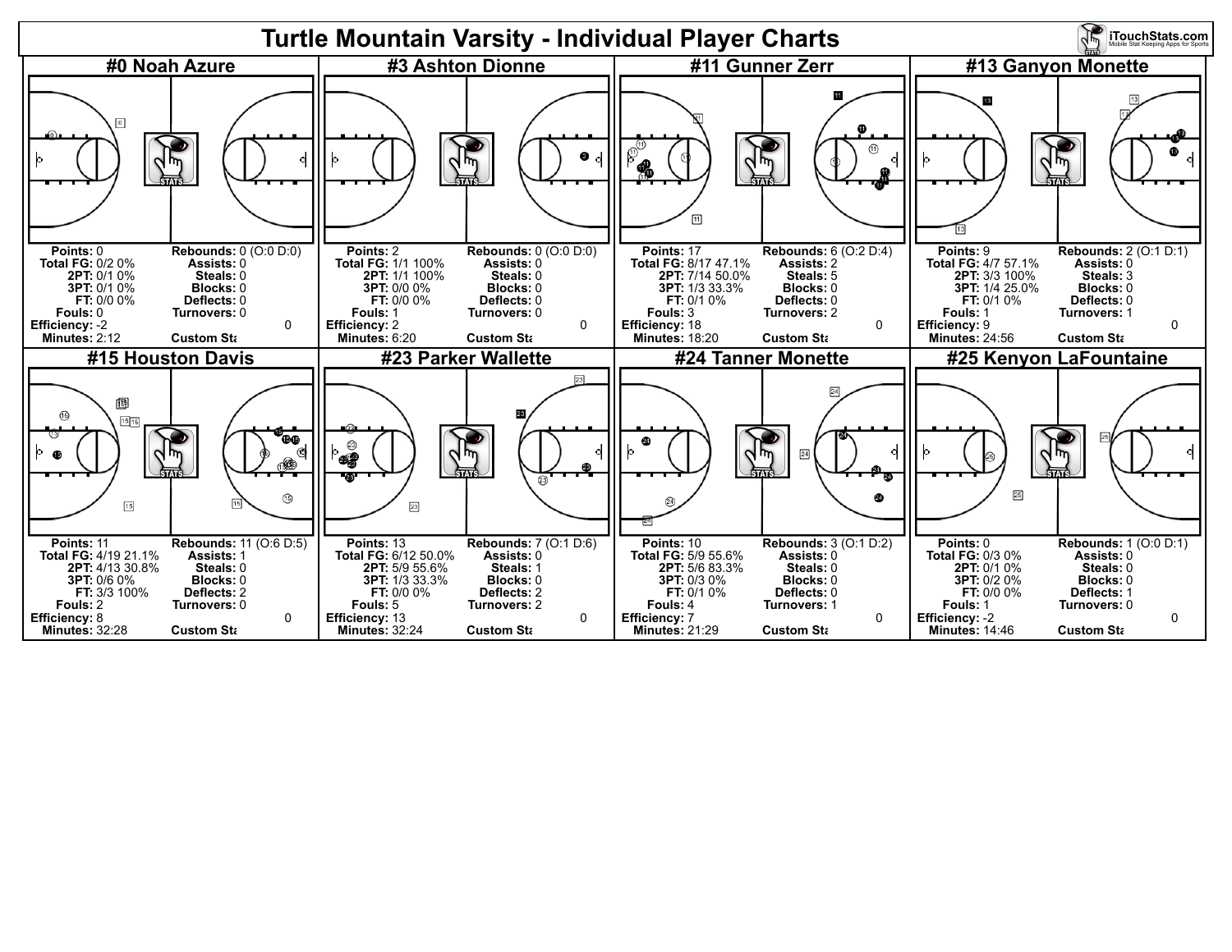# Turtle Mountain Varsity - Individual Player Charts

## #0 Noah Azure

| | | | |
|---|---|---|---|
| **Points:** | 0 | **Rebounds:** | 0 (O:0 D:0) |
| **Total FG:** | 0/2 0% | **Assists:** | 0 |
| **2PT:** | 0/1 0% | **Steals:** | 0 |
| **3PT:** | 0/1 0% | **Blocks:** | 0 |
| **FT:** | 0/0 0% | **Deflects:** | 0 |
| **Fouls:** | 0 | **Turnovers:** | 0 |
| **Efficiency:** | -2 | | 0 |
| **Minutes:** | 2:12 | **Custom Sta** | |

## #3 Ashton Dionne

| | | | |
|---|---|---|---|
| **Points:** | 2 | **Rebounds:** | 0 (O:0 D:0) |
| **Total FG:** | 1/1 100% | **Assists:** | 0 |
| **2PT:** | 1/1 100% | **Steals:** | 0 |
| **3PT:** | 0/0 0% | **Blocks:** | 0 |
| **FT:** | 0/0 0% | **Deflects:** | 0 |
| **Fouls:** | 1 | **Turnovers:** | 0 |
| **Efficiency:** | 2 | | 0 |
| **Minutes:** | 6:20 | **Custom Sta** | |

## #11 Gunner Zerr

| | | | |
|---|---|---|---|
| **Points:** | 17 | **Rebounds:** | 6 (O:2 D:4) |
| **Total FG:** | 8/17 47.1% | **Assists:** | 2 |
| **2PT:** | 7/14 50.0% | **Steals:** | 5 |
| **3PT:** | 1/3 33.3% | **Blocks:** | 0 |
| **FT:** | 0/1 0% | **Deflects:** | 0 |
| **Fouls:** | 3 | **Turnovers:** | 2 |
| **Efficiency:** | 18 | | 0 |
| **Minutes:** | 18:20 | **Custom Sta** | |

## #13 Ganyon Monette

| | | | |
|---|---|---|---|
| **Points:** | 9 | **Rebounds:** | 2 (O:1 D:1) |
| **Total FG:** | 4/7 57.1% | **Assists:** | 0 |
| **2PT:** | 3/3 100% | **Steals:** | 3 |
| **3PT:** | 1/4 25.0% | **Blocks:** | 0 |
| **FT:** | 0/1 0% | **Deflects:** | 0 |
| **Fouls:** | 1 | **Turnovers:** | 1 |
| **Efficiency:** | 9 | | 0 |
| **Minutes:** | 24:56 | **Custom Sta** | |

## #15 Houston Davis

| | | | |
|---|---|---|---|
| **Points:** | 11 | **Rebounds:** | 11 (O:6 D:5) |
| **Total FG:** | 4/19 21.1% | **Assists:** | 1 |
| **2PT:** | 4/13 30.8% | **Steals:** | 0 |
| **3PT:** | 0/6 0% | **Blocks:** | 0 |
| **FT:** | 3/3 100% | **Deflects:** | 2 |
| **Fouls:** | 2 | **Turnovers:** | 0 |
| **Efficiency:** | 8 | | 0 |
| **Minutes:** | 32:28 | **Custom Sta** | |

## #23 Parker Wallette

| | | | |
|---|---|---|---|
| **Points:** | 13 | **Rebounds:** | 7 (O:1 D:6) |
| **Total FG:** | 6/12 50.0% | **Assists:** | 0 |
| **2PT:** | 5/9 55.6% | **Steals:** | 1 |
| **3PT:** | 1/3 33.3% | **Blocks:** | 0 |
| **FT:** | 0/0 0% | **Deflects:** | 2 |
| **Fouls:** | 5 | **Turnovers:** | 2 |
| **Efficiency:** | 13 | | 0 |
| **Minutes:** | 32:24 | **Custom Sta** | |

## #24 Tanner Monette

| | | | |
|---|---|---|---|
| **Points:** | 10 | **Rebounds:** | 3 (O:1 D:2) |
| **Total FG:** | 5/9 55.6% | **Assists:** | 0 |
| **2PT:** | 5/6 83.3% | **Steals:** | 0 |
| **3PT:** | 0/3 0% | **Blocks:** | 0 |
| **FT:** | 0/1 0% | **Deflects:** | 0 |
| **Fouls:** | 4 | **Turnovers:** | 1 |
| **Efficiency:** | 7 | | 0 |
| **Minutes:** | 21:29 | **Custom Sta** | |

## #25 Kenyon LaFountaine

| | | | |
|---|---|---|---|
| **Points:** | 0 | **Rebounds:** | 1 (O:0 D:1) |
| **Total FG:** | 0/3 0% | **Assists:** | 0 |
| **2PT:** | 0/1 0% | **Steals:** | 0 |
| **3PT:** | 0/2 0% | **Blocks:** | 0 |
| **FT:** | 0/0 0% | **Deflects:** | 1 |
| **Fouls:** | 1 | **Turnovers:** | 0 |
| **Efficiency:** | -2 | | 0 |
| **Minutes:** | 14:46 | **Custom Sta** | |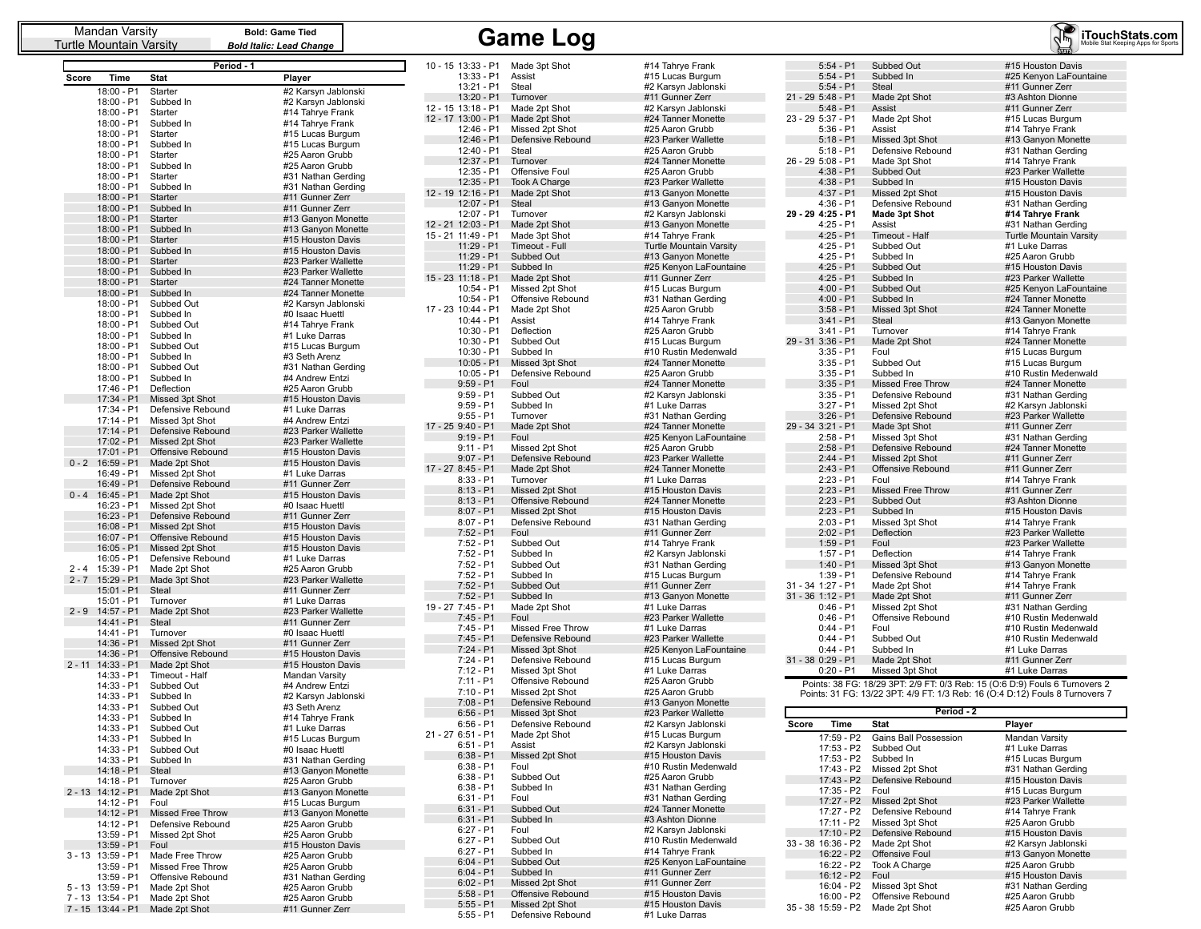| Mandan Varsity | **Bold: Game Tied** |
| --- | --- |
| Turtle Mountain Varsity | ***Bold Italic: Lead Change*** |

# Game Log

iTouchStats.com — Mobile Stat Keeping Apps for Sports

## Period - 1

| Score | Time | Stat | Player |
| --- | --- | --- | --- |
| | 18:00 - P1 | Starter | #2 Karsyn Jablonski |
| | 18:00 - P1 | Subbed In | #2 Karsyn Jablonski |
| | 18:00 - P1 | Starter | #14 Tahrye Frank |
| | 18:00 - P1 | Subbed In | #14 Tahrye Frank |
| | 18:00 - P1 | Starter | #15 Lucas Burgum |
| | 18:00 - P1 | Subbed In | #15 Lucas Burgum |
| | 18:00 - P1 | Starter | #25 Aaron Grubb |
| | 18:00 - P1 | Subbed In | #25 Aaron Grubb |
| | 18:00 - P1 | Starter | #31 Nathan Gerding |
| | 18:00 - P1 | Subbed In | #31 Nathan Gerding |
| | 18:00 - P1 | Starter | #11 Gunner Zerr |
| | 18:00 - P1 | Subbed In | #11 Gunner Zerr |
| | 18:00 - P1 | Starter | #13 Ganyon Monette |
| | 18:00 - P1 | Subbed In | #13 Ganyon Monette |
| | 18:00 - P1 | Starter | #15 Houston Davis |
| | 18:00 - P1 | Subbed In | #15 Houston Davis |
| | 18:00 - P1 | Starter | #23 Parker Wallette |
| | 18:00 - P1 | Subbed In | #23 Parker Wallette |
| | 18:00 - P1 | Starter | #24 Tanner Monette |
| | 18:00 - P1 | Subbed In | #24 Tanner Monette |
| | 18:00 - P1 | Subbed Out | #2 Karsyn Jablonski |
| | 18:00 - P1 | Subbed In | #0 Isaac Huettl |
| | 18:00 - P1 | Subbed Out | #14 Tahrye Frank |
| | 18:00 - P1 | Subbed In | #1 Luke Darras |
| | 18:00 - P1 | Subbed Out | #15 Lucas Burgum |
| | 18:00 - P1 | Subbed In | #3 Seth Arenz |
| | 18:00 - P1 | Subbed Out | #31 Nathan Gerding |
| | 18:00 - P1 | Subbed In | #4 Andrew Entzi |
| | 17:46 - P1 | Deflection | #25 Aaron Grubb |
| | 17:34 - P1 | Missed 3pt Shot | #15 Houston Davis |
| | 17:34 - P1 | Defensive Rebound | #1 Luke Darras |
| | 17:14 - P1 | Missed 3pt Shot | #4 Andrew Entzi |
| | 17:14 - P1 | Defensive Rebound | #23 Parker Wallette |
| | 17:02 - P1 | Missed 2pt Shot | #23 Parker Wallette |
| | 17:01 - P1 | Offensive Rebound | #15 Houston Davis |
| 0 - 2 | 16:59 - P1 | Made 2pt Shot | #15 Houston Davis |
| | 16:49 - P1 | Missed 2pt Shot | #1 Luke Darras |
| | 16:49 - P1 | Defensive Rebound | #11 Gunner Zerr |
| 0 - 4 | 16:45 - P1 | Made 2pt Shot | #15 Houston Davis |
| | 16:23 - P1 | Missed 2pt Shot | #0 Isaac Huettl |
| | 16:23 - P1 | Defensive Rebound | #11 Gunner Zerr |
| | 16:08 - P1 | Missed 2pt Shot | #15 Houston Davis |
| | 16:07 - P1 | Offensive Rebound | #15 Houston Davis |
| | 16:05 - P1 | Missed 2pt Shot | #15 Houston Davis |
| | 16:05 - P1 | Defensive Rebound | #1 Luke Darras |
| 2 - 4 | 15:39 - P1 | Made 2pt Shot | #25 Aaron Grubb |
| 2 - 7 | 15:29 - P1 | Made 3pt Shot | #23 Parker Wallette |
| | 15:01 - P1 | Steal | #11 Gunner Zerr |
| | 15:01 - P1 | Turnover | #1 Luke Darras |
| 2 - 9 | 14:57 - P1 | Made 2pt Shot | #23 Parker Wallette |
| | 14:41 - P1 | Steal | #11 Gunner Zerr |
| | 14:41 - P1 | Turnover | #0 Isaac Huettl |
| | 14:36 - P1 | Missed 2pt Shot | #11 Gunner Zerr |
| | 14:36 - P1 | Offensive Rebound | #15 Houston Davis |
| 2 - 11 | 14:33 - P1 | Made 2pt Shot | #15 Houston Davis |
| | 14:33 - P1 | Timeout - Half | Mandan Varsity |
| | 14:33 - P1 | Subbed Out | #4 Andrew Entzi |
| | 14:33 - P1 | Subbed In | #2 Karsyn Jablonski |
| | 14:33 - P1 | Subbed Out | #3 Seth Arenz |
| | 14:33 - P1 | Subbed In | #14 Tahrye Frank |
| | 14:33 - P1 | Subbed Out | #1 Luke Darras |
| | 14:33 - P1 | Subbed In | #15 Lucas Burgum |
| | 14:33 - P1 | Subbed Out | #0 Isaac Huettl |
| | 14:33 - P1 | Subbed In | #31 Nathan Gerding |
| | 14:18 - P1 | Steal | #13 Ganyon Monette |
| | 14:18 - P1 | Turnover | #25 Aaron Grubb |
| 2 - 13 | 14:12 - P1 | Made 2pt Shot | #13 Ganyon Monette |
| | 14:12 - P1 | Foul | #15 Lucas Burgum |
| | 14:12 - P1 | Missed Free Throw | #13 Ganyon Monette |
| | 14:12 - P1 | Defensive Rebound | #25 Aaron Grubb |
| | 13:59 - P1 | Missed 2pt Shot | #25 Aaron Grubb |
| | 13:59 - P1 | Foul | #15 Houston Davis |
| 3 - 13 | 13:59 - P1 | Made Free Throw | #25 Aaron Grubb |
| | 13:59 - P1 | Missed Free Throw | #25 Aaron Grubb |
| | 13:59 - P1 | Offensive Rebound | #31 Nathan Gerding |
| 5 - 13 | 13:59 - P1 | Made 2pt Shot | #25 Aaron Grubb |
| 7 - 13 | 13:54 - P1 | Made 2pt Shot | #25 Aaron Grubb |
| 7 - 15 | 13:44 - P1 | Made 2pt Shot | #11 Gunner Zerr |
| 10 - 15 | 13:33 - P1 | Made 3pt Shot | #14 Tahrye Frank |
| | 13:33 - P1 | Assist | #15 Lucas Burgum |
| | 13:21 - P1 | Steal | #2 Karsyn Jablonski |
| | 13:20 - P1 | Turnover | #11 Gunner Zerr |
| 12 - 15 | 13:18 - P1 | Made 2pt Shot | #2 Karsyn Jablonski |
| 12 - 17 | 13:00 - P1 | Made 2pt Shot | #24 Tanner Monette |
| | 12:46 - P1 | Missed 2pt Shot | #25 Aaron Grubb |
| | 12:46 - P1 | Defensive Rebound | #23 Parker Wallette |
| | 12:40 - P1 | Steal | #25 Aaron Grubb |
| | 12:37 - P1 | Turnover | #24 Tanner Monette |
| | 12:35 - P1 | Offensive Foul | #25 Aaron Grubb |
| | 12:35 - P1 | Took A Charge | #23 Parker Wallette |
| 12 - 19 | 12:16 - P1 | Made 2pt Shot | #13 Ganyon Monette |
| | 12:07 - P1 | Steal | #13 Ganyon Monette |
| | 12:07 - P1 | Turnover | #2 Karsyn Jablonski |
| 12 - 21 | 12:03 - P1 | Made 2pt Shot | #13 Ganyon Monette |
| 15 - 21 | 11:49 - P1 | Made 3pt Shot | #14 Tahrye Frank |
| | 11:29 - P1 | Timeout - Full | Turtle Mountain Varsity |
| | 11:29 - P1 | Subbed Out | #13 Ganyon Monette |
| | 11:29 - P1 | Subbed In | #25 Kenyon LaFountaine |
| 15 - 23 | 11:18 - P1 | Made 2pt Shot | #11 Gunner Zerr |
| | 10:54 - P1 | Missed 2pt Shot | #15 Lucas Burgum |
| | 10:54 - P1 | Offensive Rebound | #31 Nathan Gerding |
| 17 - 23 | 10:44 - P1 | Made 2pt Shot | #25 Aaron Grubb |
| | 10:44 - P1 | Assist | #14 Tahrye Frank |
| | 10:30 - P1 | Deflection | #25 Aaron Grubb |
| | 10:30 - P1 | Subbed Out | #15 Lucas Burgum |
| | 10:30 - P1 | Subbed In | #10 Rustin Medenwald |
| | 10:05 - P1 | Missed 3pt Shot | #24 Tanner Monette |
| | 10:05 - P1 | Defensive Rebound | #25 Aaron Grubb |
| | 9:59 - P1 | Foul | #24 Tanner Monette |
| | 9:59 - P1 | Subbed Out | #2 Karsyn Jablonski |
| | 9:59 - P1 | Subbed In | #1 Luke Darras |
| | 9:55 - P1 | Turnover | #31 Nathan Gerding |
| 17 - 25 | 9:40 - P1 | Made 2pt Shot | #24 Tanner Monette |
| | 9:19 - P1 | Foul | #25 Kenyon LaFountaine |
| | 9:11 - P1 | Missed 2pt Shot | #25 Aaron Grubb |
| | 9:07 - P1 | Defensive Rebound | #23 Parker Wallette |
| 17 - 27 | 8:45 - P1 | Made 2pt Shot | #24 Tanner Monette |
| | 8:33 - P1 | Turnover | #1 Luke Darras |
| | 8:13 - P1 | Missed 2pt Shot | #15 Houston Davis |
| | 8:13 - P1 | Offensive Rebound | #24 Tanner Monette |
| | 8:07 - P1 | Missed 2pt Shot | #15 Houston Davis |
| | 8:07 - P1 | Defensive Rebound | #31 Nathan Gerding |
| | 7:52 - P1 | Foul | #11 Gunner Zerr |
| | 7:52 - P1 | Subbed Out | #14 Tahrye Frank |
| | 7:52 - P1 | Subbed In | #2 Karsyn Jablonski |
| | 7:52 - P1 | Subbed Out | #31 Nathan Gerding |
| | 7:52 - P1 | Subbed In | #15 Lucas Burgum |
| | 7:52 - P1 | Subbed Out | #11 Gunner Zerr |
| | 7:52 - P1 | Subbed In | #13 Ganyon Monette |
| 19 - 27 | 7:45 - P1 | Made 2pt Shot | #1 Luke Darras |
| | 7:45 - P1 | Foul | #23 Parker Wallette |
| | 7:45 - P1 | Missed Free Throw | #1 Luke Darras |
| | 7:45 - P1 | Defensive Rebound | #23 Parker Wallette |
| | 7:24 - P1 | Missed 3pt Shot | #25 Kenyon LaFountaine |
| | 7:24 - P1 | Defensive Rebound | #15 Lucas Burgum |
| | 7:12 - P1 | Missed 3pt Shot | #1 Luke Darras |
| | 7:11 - P1 | Offensive Rebound | #25 Aaron Grubb |
| | 7:10 - P1 | Missed 2pt Shot | #25 Aaron Grubb |
| | 7:08 - P1 | Defensive Rebound | #13 Ganyon Monette |
| | 6:56 - P1 | Missed 3pt Shot | #23 Parker Wallette |
| | 6:56 - P1 | Defensive Rebound | #2 Karsyn Jablonski |
| 21 - 27 | 6:51 - P1 | Made 2pt Shot | #15 Lucas Burgum |
| | 6:51 - P1 | Assist | #2 Karsyn Jablonski |
| | 6:38 - P1 | Missed 2pt Shot | #15 Houston Davis |
| | 6:38 - P1 | Foul | #10 Rustin Medenwald |
| | 6:38 - P1 | Subbed Out | #25 Aaron Grubb |
| | 6:38 - P1 | Subbed In | #31 Nathan Gerding |
| | 6:31 - P1 | Foul | #31 Nathan Gerding |
| | 6:31 - P1 | Subbed Out | #24 Tanner Monette |
| | 6:31 - P1 | Subbed In | #3 Ashton Dionne |
| | 6:27 - P1 | Foul | #2 Karsyn Jablonski |
| | 6:27 - P1 | Subbed Out | #10 Rustin Medenwald |
| | 6:27 - P1 | Subbed In | #14 Tahrye Frank |
| | 6:04 - P1 | Subbed Out | #25 Kenyon LaFountaine |
| | 6:04 - P1 | Subbed In | #11 Gunner Zerr |
| | 6:02 - P1 | Missed 2pt Shot | #11 Gunner Zerr |
| | 5:58 - P1 | Offensive Rebound | #15 Houston Davis |
| | 5:55 - P1 | Missed 2pt Shot | #15 Houston Davis |
| | 5:55 - P1 | Defensive Rebound | #1 Luke Darras |
| | 5:54 - P1 | Subbed Out | #15 Houston Davis |
| | 5:54 - P1 | Subbed In | #25 Kenyon LaFountaine |
| | 5:54 - P1 | Steal | #11 Gunner Zerr |
| 21 - 29 | 5:48 - P1 | Made 2pt Shot | #3 Ashton Dionne |
| | 5:48 - P1 | Assist | #11 Gunner Zerr |
| 23 - 29 | 5:37 - P1 | Made 2pt Shot | #15 Lucas Burgum |
| | 5:36 - P1 | Assist | #14 Tahrye Frank |
| | 5:18 - P1 | Missed 3pt Shot | #13 Ganyon Monette |
| | 5:18 - P1 | Defensive Rebound | #31 Nathan Gerding |
| 26 - 29 | 5:08 - P1 | Made 3pt Shot | #14 Tahrye Frank |
| | 4:38 - P1 | Subbed Out | #23 Parker Wallette |
| | 4:38 - P1 | Subbed In | #15 Houston Davis |
| | 4:37 - P1 | Missed 2pt Shot | #15 Houston Davis |
| | 4:36 - P1 | Defensive Rebound | #31 Nathan Gerding |
| **29 - 29** | **4:25 - P1** | **Made 3pt Shot** | **#14 Tahrye Frank** |
| | 4:25 - P1 | Assist | #31 Nathan Gerding |
| | 4:25 - P1 | Timeout - Half | Turtle Mountain Varsity |
| | 4:25 - P1 | Subbed Out | #1 Luke Darras |
| | 4:25 - P1 | Subbed In | #25 Aaron Grubb |
| | 4:25 - P1 | Subbed Out | #15 Houston Davis |
| | 4:25 - P1 | Subbed In | #23 Parker Wallette |
| | 4:00 - P1 | Subbed Out | #25 Kenyon LaFountaine |
| | 4:00 - P1 | Subbed In | #24 Tanner Monette |
| | 3:58 - P1 | Missed 3pt Shot | #24 Tanner Monette |
| | 3:41 - P1 | Steal | #13 Ganyon Monette |
| | 3:41 - P1 | Turnover | #14 Tahrye Frank |
| 29 - 31 | 3:36 - P1 | Made 2pt Shot | #24 Tanner Monette |
| | 3:35 - P1 | Foul | #15 Lucas Burgum |
| | 3:35 - P1 | Subbed Out | #15 Lucas Burgum |
| | 3:35 - P1 | Subbed In | #10 Rustin Medenwald |
| | 3:35 - P1 | Missed Free Throw | #24 Tanner Monette |
| | 3:35 - P1 | Defensive Rebound | #31 Nathan Gerding |
| | 3:27 - P1 | Missed 2pt Shot | #2 Karsyn Jablonski |
| | 3:26 - P1 | Defensive Rebound | #23 Parker Wallette |
| 29 - 34 | 3:21 - P1 | Made 3pt Shot | #11 Gunner Zerr |
| | 2:58 - P1 | Missed 3pt Shot | #31 Nathan Gerding |
| | 2:58 - P1 | Defensive Rebound | #24 Tanner Monette |
| | 2:44 - P1 | Missed 2pt Shot | #11 Gunner Zerr |
| | 2:43 - P1 | Offensive Rebound | #11 Gunner Zerr |
| | 2:23 - P1 | Foul | #14 Tahrye Frank |
| | 2:23 - P1 | Missed Free Throw | #11 Gunner Zerr |
| | 2:23 - P1 | Subbed Out | #3 Ashton Dionne |
| | 2:23 - P1 | Subbed In | #15 Houston Davis |
| | 2:03 - P1 | Missed 3pt Shot | #14 Tahrye Frank |
| | 2:02 - P1 | Deflection | #23 Parker Wallette |
| | 1:59 - P1 | Foul | #23 Parker Wallette |
| | 1:57 - P1 | Deflection | #14 Tahrye Frank |
| | 1:40 - P1 | Missed 3pt Shot | #13 Ganyon Monette |
| | 1:39 - P1 | Defensive Rebound | #14 Tahrye Frank |
| 31 - 34 | 1:27 - P1 | Made 2pt Shot | #14 Tahrye Frank |
| 31 - 36 | 1:12 - P1 | Made 2pt Shot | #11 Gunner Zerr |
| | 0:46 - P1 | Missed 2pt Shot | #31 Nathan Gerding |
| | 0:46 - P1 | Offensive Rebound | #10 Rustin Medenwald |
| | 0:44 - P1 | Foul | #10 Rustin Medenwald |
| | 0:44 - P1 | Subbed Out | #10 Rustin Medenwald |
| | 0:44 - P1 | Subbed In | #1 Luke Darras |
| 31 - 38 | 0:29 - P1 | Made 2pt Shot | #11 Gunner Zerr |
| | 0:20 - P1 | Missed 3pt Shot | #1 Luke Darras |

Points: 38 FG: 18/29 3PT: 2/9 FT: 0/3 Reb: 15 (O:6 D:9) Fouls 6 Turnovers 2
Points: 31 FG: 13/22 3PT: 4/9 FT: 1/3 Reb: 16 (O:4 D:12) Fouls 8 Turnovers 7

## Period - 2

| Score | Time | Stat | Player |
| --- | --- | --- | --- |
| | 17:59 - P2 | Gains Ball Possession | Mandan Varsity |
| | 17:53 - P2 | Subbed Out | #1 Luke Darras |
| | 17:53 - P2 | Subbed In | #15 Lucas Burgum |
| | 17:43 - P2 | Missed 2pt Shot | #31 Nathan Gerding |
| | 17:43 - P2 | Defensive Rebound | #15 Houston Davis |
| | 17:35 - P2 | Foul | #15 Lucas Burgum |
| | 17:27 - P2 | Missed 2pt Shot | #23 Parker Wallette |
| | 17:27 - P2 | Defensive Rebound | #14 Tahrye Frank |
| | 17:11 - P2 | Missed 3pt Shot | #25 Aaron Grubb |
| | 17:10 - P2 | Defensive Rebound | #15 Houston Davis |
| 33 - 38 | 16:36 - P2 | Made 2pt Shot | #2 Karsyn Jablonski |
| | 16:22 - P2 | Offensive Foul | #13 Ganyon Monette |
| | 16:22 - P2 | Took A Charge | #25 Aaron Grubb |
| | 16:12 - P2 | Foul | #15 Houston Davis |
| | 16:04 - P2 | Missed 3pt Shot | #31 Nathan Gerding |
| | 16:00 - P2 | Offensive Rebound | #25 Aaron Grubb |
| 35 - 38 | 15:59 - P2 | Made 2pt Shot | #25 Aaron Grubb |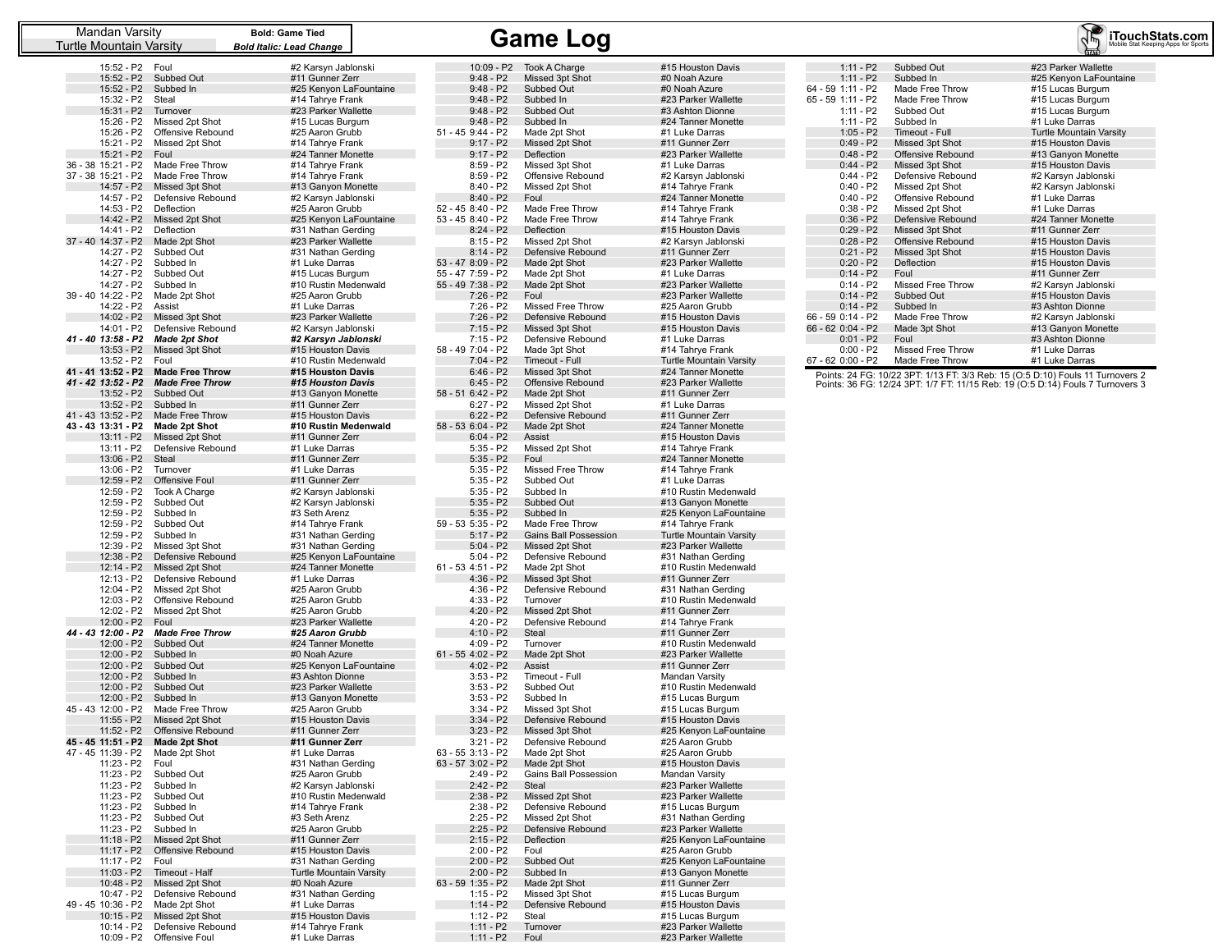| Mandan Varsity | **Bold: Game Tied** |
| --- | --- |
| Turtle Mountain Varsity | ***Bold Italic: Lead Change*** |

# Game Log

| Score | Time | Action | Player |
| --- | --- | --- | --- |
| | 15:52 - P2 | Foul | #2 Karsyn Jablonski |
| | 15:52 - P2 | Subbed Out | #11 Gunner Zerr |
| | 15:52 - P2 | Subbed In | #25 Kenyon LaFountaine |
| | 15:32 - P2 | Steal | #14 Tahrye Frank |
| | 15:31 - P2 | Turnover | #23 Parker Wallette |
| | 15:26 - P2 | Missed 2pt Shot | #15 Lucas Burgum |
| | 15:26 - P2 | Offensive Rebound | #25 Aaron Grubb |
| | 15:21 - P2 | Missed 2pt Shot | #14 Tahrye Frank |
| | 15:21 - P2 | Foul | #24 Tanner Monette |
| 36 - 38 | 15:21 - P2 | Made Free Throw | #14 Tahrye Frank |
| 37 - 38 | 15:21 - P2 | Made Free Throw | #14 Tahrye Frank |
| | 14:57 - P2 | Missed 3pt Shot | #13 Ganyon Monette |
| | 14:57 - P2 | Defensive Rebound | #2 Karsyn Jablonski |
| | 14:53 - P2 | Deflection | #25 Aaron Grubb |
| | 14:42 - P2 | Missed 2pt Shot | #25 Kenyon LaFountaine |
| | 14:41 - P2 | Deflection | #31 Nathan Gerding |
| 37 - 40 | 14:37 - P2 | Made 2pt Shot | #23 Parker Wallette |
| | 14:27 - P2 | Subbed Out | #31 Nathan Gerding |
| | 14:27 - P2 | Subbed In | #1 Luke Darras |
| | 14:27 - P2 | Subbed Out | #15 Lucas Burgum |
| | 14:27 - P2 | Subbed In | #10 Rustin Medenwald |
| 39 - 40 | 14:22 - P2 | Made 2pt Shot | #25 Aaron Grubb |
| | 14:22 - P2 | Assist | #1 Luke Darras |
| | 14:02 - P2 | Missed 3pt Shot | #23 Parker Wallette |
| | 14:01 - P2 | Defensive Rebound | #2 Karsyn Jablonski |
| ***41 - 40*** | ***13:58 - P2*** | ***Made 2pt Shot*** | ***#2 Karsyn Jablonski*** |
| | 13:53 - P2 | Missed 3pt Shot | #15 Houston Davis |
| | 13:52 - P2 | Foul | #10 Rustin Medenwald |
| **41 - 41** | **13:52 - P2** | **Made Free Throw** | **#15 Houston Davis** |
| ***41 - 42*** | ***13:52 - P2*** | ***Made Free Throw*** | ***#15 Houston Davis*** |
| | 13:52 - P2 | Subbed Out | #13 Ganyon Monette |
| | 13:52 - P2 | Subbed In | #11 Gunner Zerr |
| 41 - 43 | 13:52 - P2 | Made Free Throw | #15 Houston Davis |
| **43 - 43** | **13:31 - P2** | **Made 2pt Shot** | **#10 Rustin Medenwald** |
| | 13:11 - P2 | Missed 2pt Shot | #11 Gunner Zerr |
| | 13:11 - P2 | Defensive Rebound | #1 Luke Darras |
| | 13:06 - P2 | Steal | #11 Gunner Zerr |
| | 13:06 - P2 | Turnover | #1 Luke Darras |
| | 12:59 - P2 | Offensive Foul | #11 Gunner Zerr |
| | 12:59 - P2 | Took A Charge | #2 Karsyn Jablonski |
| | 12:59 - P2 | Subbed Out | #2 Karsyn Jablonski |
| | 12:59 - P2 | Subbed In | #3 Seth Arenz |
| | 12:59 - P2 | Subbed Out | #14 Tahrye Frank |
| | 12:59 - P2 | Subbed In | #31 Nathan Gerding |
| | 12:39 - P2 | Missed 3pt Shot | #31 Nathan Gerding |
| | 12:38 - P2 | Defensive Rebound | #25 Kenyon LaFountaine |
| | 12:14 - P2 | Missed 2pt Shot | #24 Tanner Monette |
| | 12:13 - P2 | Defensive Rebound | #1 Luke Darras |
| | 12:04 - P2 | Missed 2pt Shot | #25 Aaron Grubb |
| | 12:03 - P2 | Offensive Rebound | #25 Aaron Grubb |
| | 12:02 - P2 | Missed 2pt Shot | #25 Aaron Grubb |
| | 12:00 - P2 | Foul | #23 Parker Wallette |
| ***44 - 43*** | ***12:00 - P2*** | ***Made Free Throw*** | ***#25 Aaron Grubb*** |
| | 12:00 - P2 | Subbed Out | #24 Tanner Monette |
| | 12:00 - P2 | Subbed In | #0 Noah Azure |
| | 12:00 - P2 | Subbed Out | #25 Kenyon LaFountaine |
| | 12:00 - P2 | Subbed In | #3 Ashton Dionne |
| | 12:00 - P2 | Subbed Out | #23 Parker Wallette |
| | 12:00 - P2 | Subbed In | #13 Ganyon Monette |
| 45 - 43 | 12:00 - P2 | Made Free Throw | #25 Aaron Grubb |
| | 11:55 - P2 | Missed 2pt Shot | #15 Houston Davis |
| | 11:52 - P2 | Offensive Rebound | #11 Gunner Zerr |
| **45 - 45** | **11:51 - P2** | **Made 2pt Shot** | **#11 Gunner Zerr** |
| 47 - 45 | 11:39 - P2 | Made 2pt Shot | #1 Luke Darras |
| | 11:23 - P2 | Foul | #31 Nathan Gerding |
| | 11:23 - P2 | Subbed Out | #25 Aaron Grubb |
| | 11:23 - P2 | Subbed In | #2 Karsyn Jablonski |
| | 11:23 - P2 | Subbed Out | #10 Rustin Medenwald |
| | 11:23 - P2 | Subbed In | #14 Tahrye Frank |
| | 11:23 - P2 | Subbed Out | #3 Seth Arenz |
| | 11:23 - P2 | Subbed In | #25 Aaron Grubb |
| | 11:18 - P2 | Missed 2pt Shot | #11 Gunner Zerr |
| | 11:17 - P2 | Offensive Rebound | #15 Houston Davis |
| | 11:17 - P2 | Foul | #31 Nathan Gerding |
| | 11:03 - P2 | Timeout - Half | Turtle Mountain Varsity |
| | 10:48 - P2 | Missed 2pt Shot | #0 Noah Azure |
| | 10:47 - P2 | Defensive Rebound | #31 Nathan Gerding |
| 49 - 45 | 10:36 - P2 | Made 2pt Shot | #1 Luke Darras |
| | 10:15 - P2 | Missed 2pt Shot | #15 Houston Davis |
| | 10:14 - P2 | Defensive Rebound | #14 Tahrye Frank |
| | 10:09 - P2 | Offensive Foul | #1 Luke Darras |
| | 10:09 - P2 | Took A Charge | #15 Houston Davis |
| | 9:48 - P2 | Missed 3pt Shot | #0 Noah Azure |
| | 9:48 - P2 | Subbed Out | #0 Noah Azure |
| | 9:48 - P2 | Subbed In | #23 Parker Wallette |
| | 9:48 - P2 | Subbed Out | #3 Ashton Dionne |
| | 9:48 - P2 | Subbed In | #24 Tanner Monette |
| 51 - 45 | 9:44 - P2 | Made 2pt Shot | #1 Luke Darras |
| | 9:17 - P2 | Missed 2pt Shot | #11 Gunner Zerr |
| | 9:17 - P2 | Deflection | #23 Parker Wallette |
| | 8:59 - P2 | Missed 3pt Shot | #1 Luke Darras |
| | 8:59 - P2 | Offensive Rebound | #2 Karsyn Jablonski |
| | 8:40 - P2 | Missed 2pt Shot | #14 Tahrye Frank |
| | 8:40 - P2 | Foul | #24 Tanner Monette |
| 52 - 45 | 8:40 - P2 | Made Free Throw | #14 Tahrye Frank |
| 53 - 45 | 8:40 - P2 | Made Free Throw | #14 Tahrye Frank |
| | 8:24 - P2 | Deflection | #15 Houston Davis |
| | 8:15 - P2 | Missed 2pt Shot | #2 Karsyn Jablonski |
| | 8:14 - P2 | Defensive Rebound | #11 Gunner Zerr |
| 53 - 47 | 8:09 - P2 | Made 2pt Shot | #23 Parker Wallette |
| 55 - 47 | 7:59 - P2 | Made 2pt Shot | #1 Luke Darras |
| 55 - 49 | 7:38 - P2 | Made 2pt Shot | #23 Parker Wallette |
| | 7:26 - P2 | Foul | #23 Parker Wallette |
| | 7:26 - P2 | Missed Free Throw | #25 Aaron Grubb |
| | 7:26 - P2 | Defensive Rebound | #15 Houston Davis |
| | 7:15 - P2 | Missed 3pt Shot | #15 Houston Davis |
| | 7:15 - P2 | Defensive Rebound | #1 Luke Darras |
| 58 - 49 | 7:04 - P2 | Made 3pt Shot | #14 Tahrye Frank |
| | 7:04 - P2 | Timeout - Full | Turtle Mountain Varsity |
| | 6:46 - P2 | Missed 3pt Shot | #24 Tanner Monette |
| | 6:45 - P2 | Offensive Rebound | #23 Parker Wallette |
| 58 - 51 | 6:42 - P2 | Made 2pt Shot | #11 Gunner Zerr |
| | 6:27 - P2 | Missed 2pt Shot | #1 Luke Darras |
| | 6:22 - P2 | Defensive Rebound | #11 Gunner Zerr |
| 58 - 53 | 6:04 - P2 | Made 2pt Shot | #24 Tanner Monette |
| | 6:04 - P2 | Assist | #15 Houston Davis |
| | 5:35 - P2 | Missed 2pt Shot | #14 Tahrye Frank |
| | 5:35 - P2 | Foul | #24 Tanner Monette |
| | 5:35 - P2 | Missed Free Throw | #14 Tahrye Frank |
| | 5:35 - P2 | Subbed Out | #1 Luke Darras |
| | 5:35 - P2 | Subbed In | #10 Rustin Medenwald |
| | 5:35 - P2 | Subbed Out | #13 Ganyon Monette |
| | 5:35 - P2 | Subbed In | #25 Kenyon LaFountaine |
| 59 - 53 | 5:35 - P2 | Made Free Throw | #14 Tahrye Frank |
| | 5:17 - P2 | Gains Ball Possession | Turtle Mountain Varsity |
| | 5:04 - P2 | Missed 2pt Shot | #23 Parker Wallette |
| | 5:04 - P2 | Defensive Rebound | #31 Nathan Gerding |
| 61 - 53 | 4:51 - P2 | Made 2pt Shot | #10 Rustin Medenwald |
| | 4:36 - P2 | Missed 3pt Shot | #11 Gunner Zerr |
| | 4:36 - P2 | Defensive Rebound | #31 Nathan Gerding |
| | 4:33 - P2 | Turnover | #10 Rustin Medenwald |
| | 4:20 - P2 | Missed 2pt Shot | #11 Gunner Zerr |
| | 4:20 - P2 | Defensive Rebound | #14 Tahrye Frank |
| | 4:10 - P2 | Steal | #11 Gunner Zerr |
| | 4:09 - P2 | Turnover | #10 Rustin Medenwald |
| 61 - 55 | 4:02 - P2 | Made 2pt Shot | #23 Parker Wallette |
| | 4:02 - P2 | Assist | #11 Gunner Zerr |
| | 3:53 - P2 | Timeout - Full | Mandan Varsity |
| | 3:53 - P2 | Subbed Out | #10 Rustin Medenwald |
| | 3:53 - P2 | Subbed In | #15 Lucas Burgum |
| | 3:34 - P2 | Missed 3pt Shot | #15 Lucas Burgum |
| | 3:34 - P2 | Defensive Rebound | #15 Houston Davis |
| | 3:23 - P2 | Missed 3pt Shot | #25 Kenyon LaFountaine |
| | 3:21 - P2 | Defensive Rebound | #25 Aaron Grubb |
| 63 - 55 | 3:13 - P2 | Made 2pt Shot | #25 Aaron Grubb |
| 63 - 57 | 3:02 - P2 | Made 2pt Shot | #15 Houston Davis |
| | 2:49 - P2 | Gains Ball Possession | Mandan Varsity |
| | 2:42 - P2 | Steal | #23 Parker Wallette |
| | 2:38 - P2 | Missed 2pt Shot | #23 Parker Wallette |
| | 2:38 - P2 | Defensive Rebound | #15 Lucas Burgum |
| | 2:25 - P2 | Missed 2pt Shot | #31 Nathan Gerding |
| | 2:25 - P2 | Defensive Rebound | #23 Parker Wallette |
| | 2:15 - P2 | Deflection | #25 Kenyon LaFountaine |
| | 2:00 - P2 | Foul | #25 Aaron Grubb |
| | 2:00 - P2 | Subbed Out | #25 Kenyon LaFountaine |
| | 2:00 - P2 | Subbed In | #13 Ganyon Monette |
| 63 - 59 | 1:35 - P2 | Made 2pt Shot | #11 Gunner Zerr |
| | 1:15 - P2 | Missed 3pt Shot | #15 Lucas Burgum |
| | 1:14 - P2 | Defensive Rebound | #15 Houston Davis |
| | 1:12 - P2 | Steal | #15 Lucas Burgum |
| | 1:11 - P2 | Turnover | #23 Parker Wallette |
| | 1:11 - P2 | Foul | #23 Parker Wallette |
| | 1:11 - P2 | Subbed Out | #23 Parker Wallette |
| | 1:11 - P2 | Subbed In | #25 Kenyon LaFountaine |
| 64 - 59 | 1:11 - P2 | Made Free Throw | #15 Lucas Burgum |
| 65 - 59 | 1:11 - P2 | Made Free Throw | #15 Lucas Burgum |
| | 1:11 - P2 | Subbed Out | #15 Lucas Burgum |
| | 1:11 - P2 | Subbed In | #1 Luke Darras |
| | 1:05 - P2 | Timeout - Full | Turtle Mountain Varsity |
| | 0:49 - P2 | Missed 3pt Shot | #15 Houston Davis |
| | 0:48 - P2 | Offensive Rebound | #13 Ganyon Monette |
| | 0:44 - P2 | Missed 3pt Shot | #15 Houston Davis |
| | 0:44 - P2 | Defensive Rebound | #2 Karsyn Jablonski |
| | 0:40 - P2 | Missed 2pt Shot | #2 Karsyn Jablonski |
| | 0:40 - P2 | Offensive Rebound | #1 Luke Darras |
| | 0:38 - P2 | Missed 2pt Shot | #1 Luke Darras |
| | 0:36 - P2 | Defensive Rebound | #24 Tanner Monette |
| | 0:29 - P2 | Missed 3pt Shot | #11 Gunner Zerr |
| | 0:28 - P2 | Offensive Rebound | #15 Houston Davis |
| | 0:21 - P2 | Missed 3pt Shot | #15 Houston Davis |
| | 0:20 - P2 | Deflection | #15 Houston Davis |
| | 0:14 - P2 | Foul | #11 Gunner Zerr |
| | 0:14 - P2 | Missed Free Throw | #2 Karsyn Jablonski |
| | 0:14 - P2 | Subbed Out | #15 Houston Davis |
| | 0:14 - P2 | Subbed In | #3 Ashton Dionne |
| 66 - 59 | 0:14 - P2 | Made Free Throw | #2 Karsyn Jablonski |
| 66 - 62 | 0:04 - P2 | Made 3pt Shot | #13 Ganyon Monette |
| | 0:01 - P2 | Foul | #3 Ashton Dionne |
| | 0:00 - P2 | Missed Free Throw | #1 Luke Darras |
| 67 - 62 | 0:00 - P2 | Made Free Throw | #1 Luke Darras |

Points: 24 FG: 10/22 3PT: 1/13 FT: 3/3 Reb: 15 (O:5 D:10) Fouls 11 Turnovers 2

Points: 36 FG: 12/24 3PT: 1/7 FT: 11/15 Reb: 19 (O:5 D:14) Fouls 7 Turnovers 3